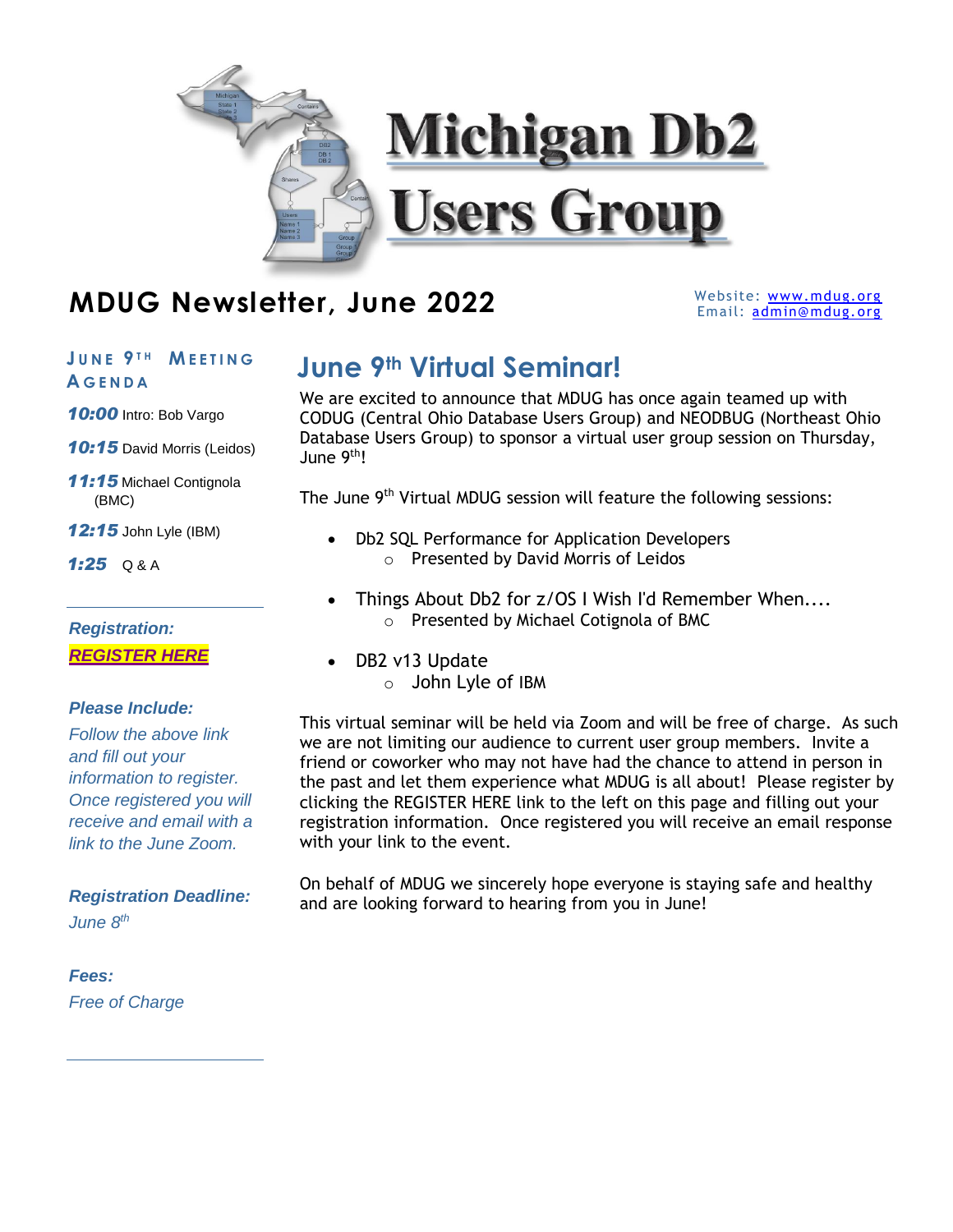# Michigan Db2 Users Group

## MDUG Newsletter, June 2022

Website: www.mdug.org
Email: admin@mdug.org

### June 9th Meeting Agenda

***10:00*** Intro: Bob Vargo

***10:15*** David Morris (Leidos)

***11:15*** Michael Contignola (BMC)

***12:15*** John Lyle (IBM)

***1:25*** Q & A

***Registration:***

***REGISTER HERE***

***Please Include:***

*Follow the above link and fill out your information to register. Once registered you will receive and email with a link to the June Zoom.*

***Registration Deadline:***

*June 8th*

***Fees:***

*Free of Charge*

## June 9th Virtual Seminar!

We are excited to announce that MDUG has once again teamed up with CODUG (Central Ohio Database Users Group) and NEODBUG (Northeast Ohio Database Users Group) to sponsor a virtual user group session on Thursday, June 9th!

The June 9th Virtual MDUG session will feature the following sessions:

- Db2 SQL Performance for Application Developers
  - Presented by David Morris of Leidos
- Things About Db2 for z/OS I Wish I'd Remember When....
  - Presented by Michael Cotignola of BMC
- DB2 v13 Update
  - John Lyle of IBM

This virtual seminar will be held via Zoom and will be free of charge. As such we are not limiting our audience to current user group members. Invite a friend or coworker who may not have had the chance to attend in person in the past and let them experience what MDUG is all about! Please register by clicking the REGISTER HERE link to the left on this page and filling out your registration information. Once registered you will receive an email response with your link to the event.

On behalf of MDUG we sincerely hope everyone is staying safe and healthy and are looking forward to hearing from you in June!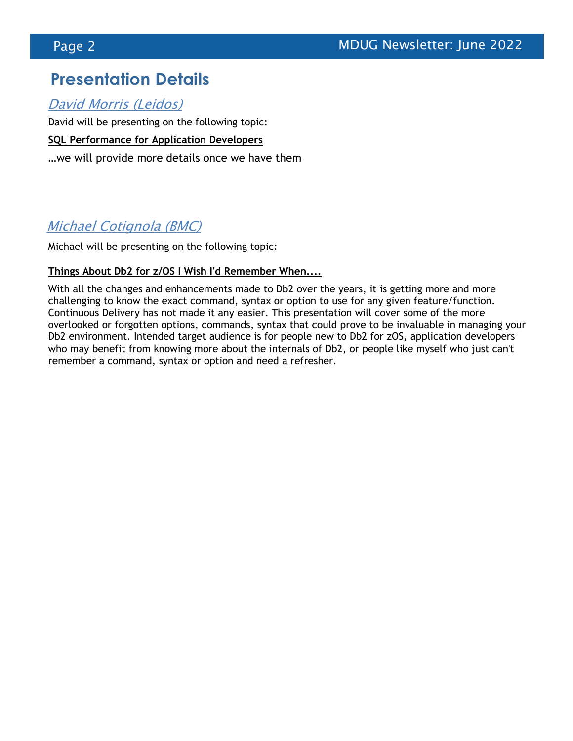# Presentation Details

## *David Morris (Leidos)*

David will be presenting on the following topic:

**SQL Performance for Application Developers**

…we will provide more details once we have them

## *Michael Cotignola (BMC)*

Michael will be presenting on the following topic:

**Things About Db2 for z/OS I Wish I'd Remember When....**

With all the changes and enhancements made to Db2 over the years, it is getting more and more challenging to know the exact command, syntax or option to use for any given feature/function. Continuous Delivery has not made it any easier. This presentation will cover some of the more overlooked or forgotten options, commands, syntax that could prove to be invaluable in managing your Db2 environment. Intended target audience is for people new to Db2 for zOS, application developers who may benefit from knowing more about the internals of Db2, or people like myself who just can't remember a command, syntax or option and need a refresher.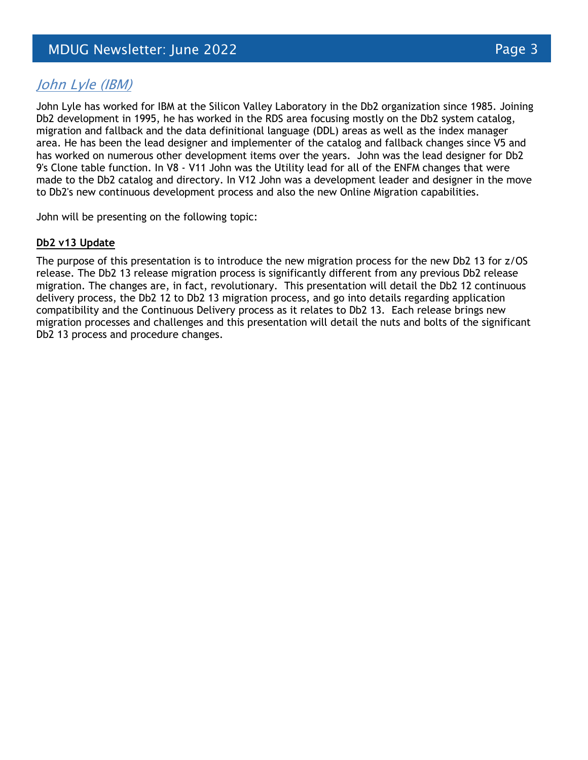## *John Lyle (IBM)*

John Lyle has worked for IBM at the Silicon Valley Laboratory in the Db2 organization since 1985. Joining Db2 development in 1995, he has worked in the RDS area focusing mostly on the Db2 system catalog, migration and fallback and the data definitional language (DDL) areas as well as the index manager area. He has been the lead designer and implementer of the catalog and fallback changes since V5 and has worked on numerous other development items over the years. John was the lead designer for Db2 9's Clone table function. In V8 - V11 John was the Utility lead for all of the ENFM changes that were made to the Db2 catalog and directory. In V12 John was a development leader and designer in the move to Db2's new continuous development process and also the new Online Migration capabilities.

John will be presenting on the following topic:

**Db2 v13 Update**

The purpose of this presentation is to introduce the new migration process for the new Db2 13 for z/OS release. The Db2 13 release migration process is significantly different from any previous Db2 release migration. The changes are, in fact, revolutionary. This presentation will detail the Db2 12 continuous delivery process, the Db2 12 to Db2 13 migration process, and go into details regarding application compatibility and the Continuous Delivery process as it relates to Db2 13. Each release brings new migration processes and challenges and this presentation will detail the nuts and bolts of the significant Db2 13 process and procedure changes.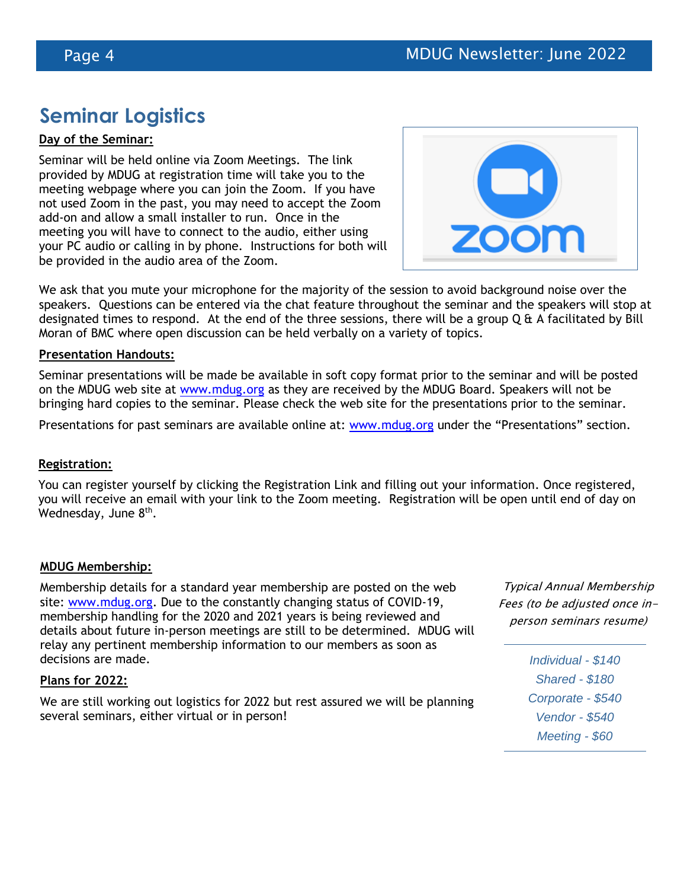# Seminar Logistics

**Day of the Seminar:**

Seminar will be held online via Zoom Meetings. The link provided by MDUG at registration time will take you to the meeting webpage where you can join the Zoom. If you have not used Zoom in the past, you may need to accept the Zoom add-on and allow a small installer to run. Once in the meeting you will have to connect to the audio, either using your PC audio or calling in by phone. Instructions for both will be provided in the audio area of the Zoom.

We ask that you mute your microphone for the majority of the session to avoid background noise over the speakers. Questions can be entered via the chat feature throughout the seminar and the speakers will stop at designated times to respond. At the end of the three sessions, there will be a group Q & A facilitated by Bill Moran of BMC where open discussion can be held verbally on a variety of topics.

**Presentation Handouts:**

Seminar presentations will be made be available in soft copy format prior to the seminar and will be posted on the MDUG web site at www.mdug.org as they are received by the MDUG Board. Speakers will not be bringing hard copies to the seminar. Please check the web site for the presentations prior to the seminar.

Presentations for past seminars are available online at: www.mdug.org under the "Presentations" section.

**Registration:**

You can register yourself by clicking the Registration Link and filling out your information. Once registered, you will receive an email with your link to the Zoom meeting. Registration will be open until end of day on Wednesday, June 8th.

**MDUG Membership:**

Membership details for a standard year membership are posted on the web site: www.mdug.org. Due to the constantly changing status of COVID-19, membership handling for the 2020 and 2021 years is being reviewed and details about future in-person meetings are still to be determined. MDUG will relay any pertinent membership information to our members as soon as decisions are made.

**Plans for 2022:**

We are still working out logistics for 2022 but rest assured we will be planning several seminars, either virtual or in person!

*Typical Annual Membership Fees (to be adjusted once in-person seminars resume)*

*Individual - $140*
*Shared - $180*
*Corporate - $540*
*Vendor - $540*
*Meeting - $60*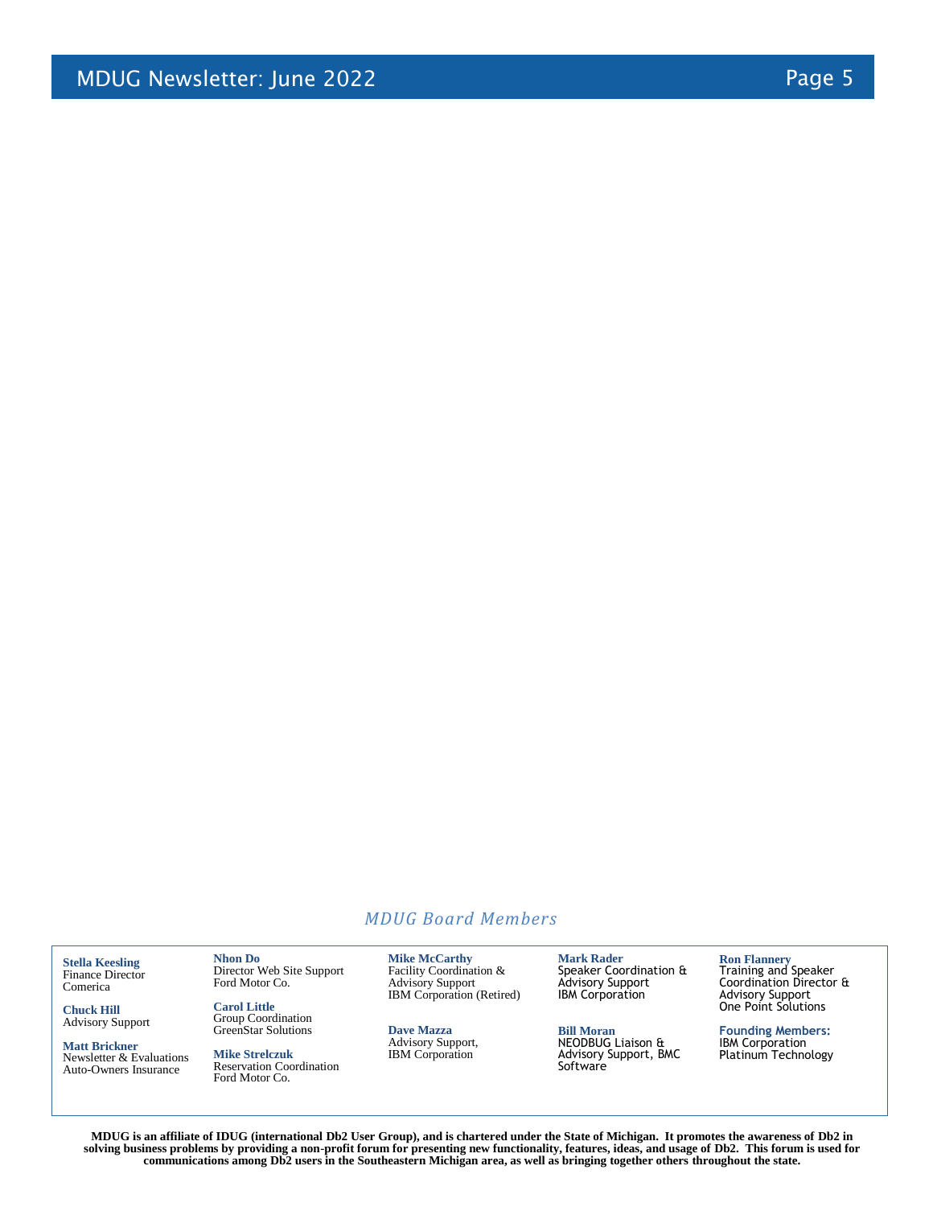## *MDUG Board Members*

**Stella Keesling**
Finance Director
Comerica

**Chuck Hill**
Advisory Support

**Matt Brickner**
Newsletter & Evaluations
Auto-Owners Insurance

**Nhon Do**
Director Web Site Support
Ford Motor Co.

**Carol Little**
Group Coordination
GreenStar Solutions

**Mike Strelczuk**
Reservation Coordination
Ford Motor Co.

**Mike McCarthy**
Facility Coordination &
Advisory Support
IBM Corporation (Retired)

**Dave Mazza**
Advisory Support,
IBM Corporation

**Mark Rader**
Speaker Coordination &
Advisory Support
IBM Corporation

**Bill Moran**
NEODBUG Liaison &
Advisory Support, BMC
Software

**Ron Flannery**
Training and Speaker
Coordination Director &
Advisory Support
One Point Solutions

**Founding Members:**
IBM Corporation
Platinum Technology

**MDUG is an affiliate of IDUG (international Db2 User Group), and is chartered under the State of Michigan. It promotes the awareness of Db2 in solving business problems by providing a non-profit forum for presenting new functionality, features, ideas, and usage of Db2. This forum is used for communications among Db2 users in the Southeastern Michigan area, as well as bringing together others throughout the state.**